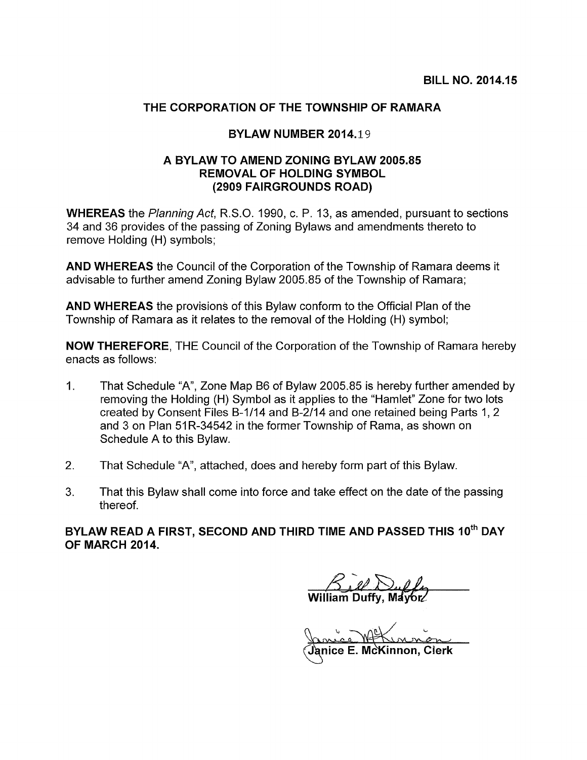**BILL NO. 2014.15**

**THE CORPORATION OF THE TOWNSHIP OF RAMARA**

**BYLAW NUMBER 2014.19**

**A BYLAW TO AMEND ZONING BYLAW 2005.85**
**REMOVAL OF HOLDING SYMBOL**
**(2909 FAIRGROUNDS ROAD)**

**WHEREAS** the *Planning Act*, R.S.O. 1990, c. P. 13, as amended, pursuant to sections 34 and 36 provides of the passing of Zoning Bylaws and amendments thereto to remove Holding (H) symbols;

**AND WHEREAS** the Council of the Corporation of the Township of Ramara deems it advisable to further amend Zoning Bylaw 2005.85 of the Township of Ramara;

**AND WHEREAS** the provisions of this Bylaw conform to the Official Plan of the Township of Ramara as it relates to the removal of the Holding (H) symbol;

**NOW THEREFORE**, THE Council of the Corporation of the Township of Ramara hereby enacts as follows:

1. That Schedule "A", Zone Map B6 of Bylaw 2005.85 is hereby further amended by removing the Holding (H) Symbol as it applies to the "Hamlet" Zone for two lots created by Consent Files B-1/14 and B-2/14 and one retained being Parts 1, 2 and 3 on Plan 51R-34542 in the former Township of Rama, as shown on Schedule A to this Bylaw.

2. That Schedule "A", attached, does and hereby form part of this Bylaw.

3. That this Bylaw shall come into force and take effect on the date of the passing thereof.

**BYLAW READ A FIRST, SECOND AND THIRD TIME AND PASSED THIS 10th DAY OF MARCH 2014.**

William Duffy, Mayor

Janice E. McKinnon, Clerk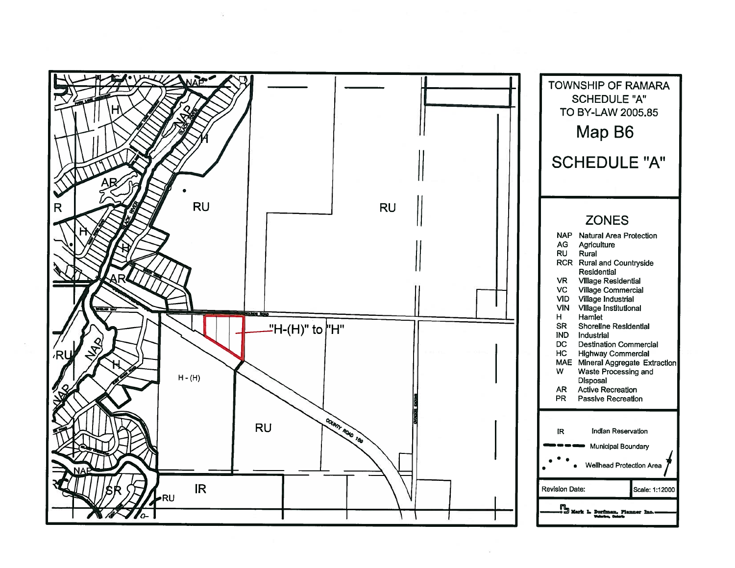TOWNSHIP OF RAMARA
SCHEDULE "A"
TO BY-LAW 2005.85

## Map B6

## SCHEDULE "A"

### ZONES

- NAP Natural Area Protection
- AG Agriculture
- RU Rural
- RCR Rural and Countryside Residential
- VR Village Residential
- VC Village Commercial
- VID Village Industrial
- VIN Village Institutional
- H Hamlet
- SR Shoreline Residential
- IND Industrial
- DC Destination Commercial
- HC Highway Commercial
- MAE Mineral Aggregate Extraction
- W Waste Processing and Disposal
- AR Active Recreation
- PR Passive Recreation

IR Indian Reservation

Municipal Boundary

Wellhead Protection Area

Revision Date:

Scale: 1:12000

Mark L. Dorfman, Planner Inc.
Waterloo, Ontario

"H-(H)" to "H"

H - (H)

RU

RU

RU

H

H

H

H

H

AR

AR

NAP

NAP

NAP

NAP

NAP

R

RU

RU

IR

SR

COUNTY ROAD 169